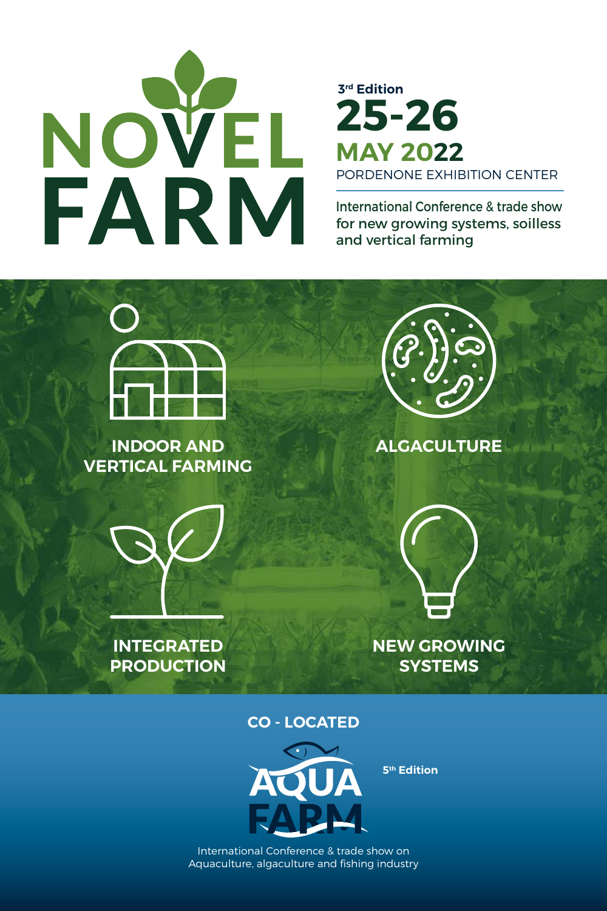# NOVEL FARM

3[rd] Edition

**25-26**
**MAY 2022**
PORDENONE EXHIBITION CENTER

International Conference & trade show for new growing systems, soilless and vertical farming

**INDOOR AND VERTICAL FARMING**

**ALGACULTURE**

**INTEGRATED PRODUCTION**

**NEW GROWING SYSTEMS**

**CO - LOCATED**

## AQUA FARM

5[th] Edition

International Conference & trade show on Aquaculture, algaculture and fishing industry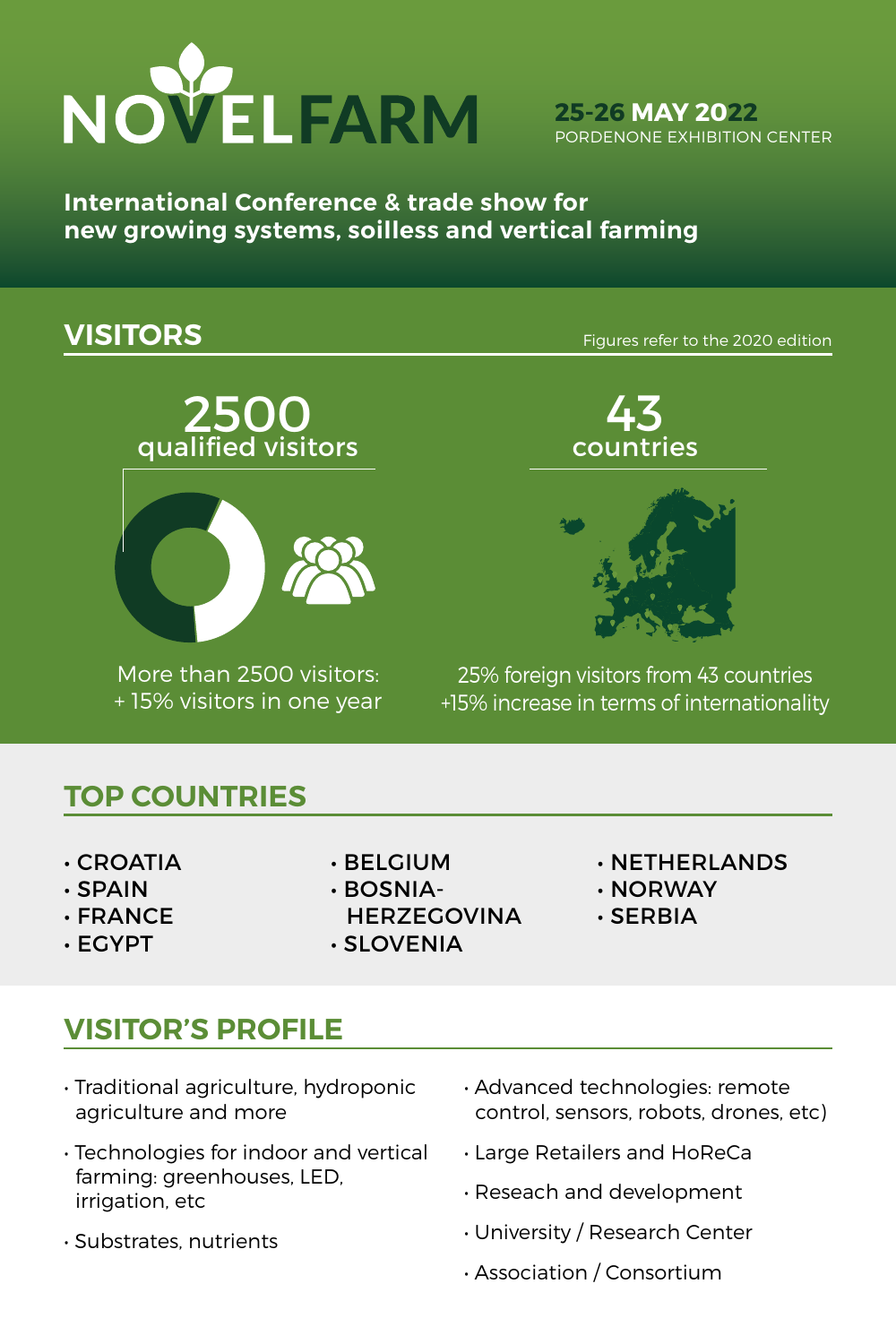# NOVELFARM

**25-26 MAY 2022**
PORDENONE EXHIBITION CENTER

**International Conference & trade show for new growing systems, soilless and vertical farming**

## VISITORS

Figures refer to the 2020 edition

**2500**
qualified visitors

More than 2500 visitors:
+ 15% visitors in one year

**43**
countries

25% foreign visitors from 43 countries
+15% increase in terms of internationality

## TOP COUNTRIES

- CROATIA
- SPAIN
- FRANCE
- EGYPT
- BELGIUM
- BOSNIA-HERZEGOVINA
- SLOVENIA
- NETHERLANDS
- NORWAY
- SERBIA

## VISITOR'S PROFILE

- Traditional agriculture, hydroponic agriculture and more
- Technologies for indoor and vertical farming: greenhouses, LED, irrigation, etc
- Substrates, nutrients
- Advanced technologies: remote control, sensors, robots, drones, etc)
- Large Retailers and HoReCa
- Reseach and development
- University / Research Center
- Association / Consortium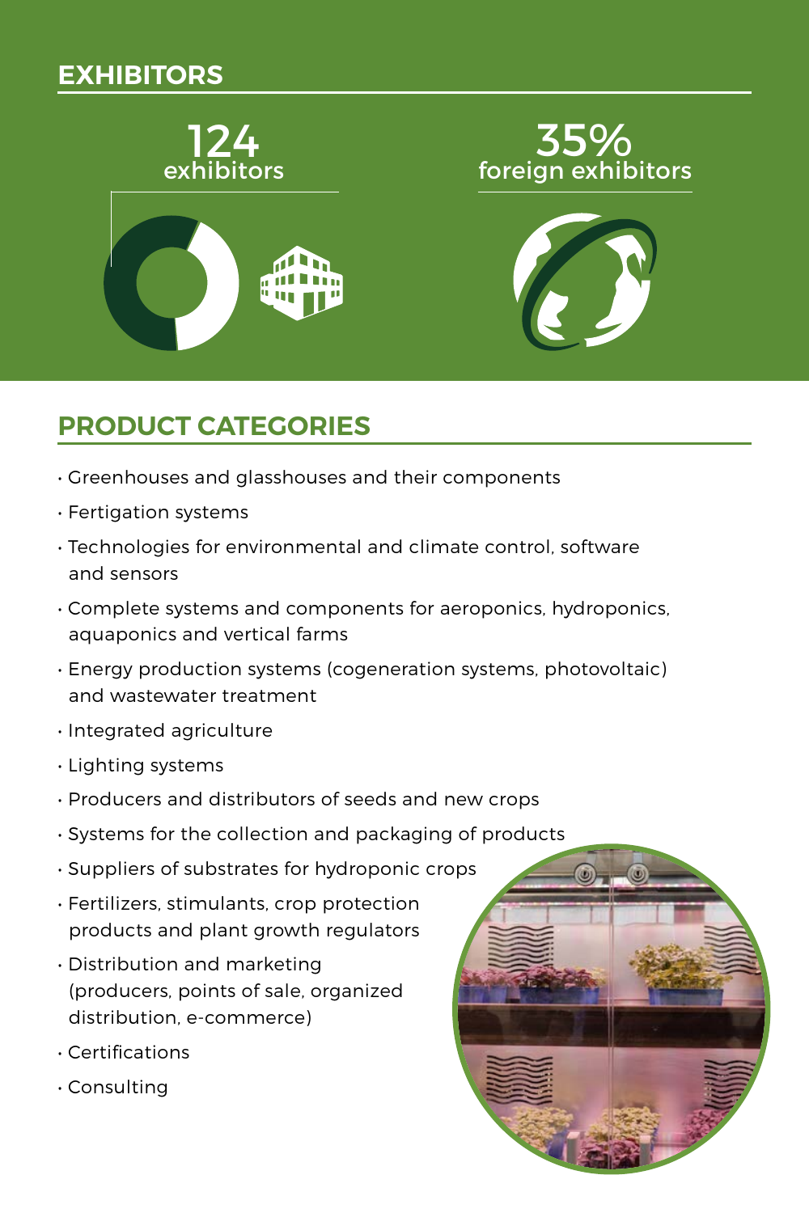## EXHIBITORS

**124**
exhibitors

**35%**
foreign exhibitors

## PRODUCT CATEGORIES

- Greenhouses and glasshouses and their components
- Fertigation systems
- Technologies for environmental and climate control, software and sensors
- Complete systems and components for aeroponics, hydroponics, aquaponics and vertical farms
- Energy production systems (cogeneration systems, photovoltaic) and wastewater treatment
- Integrated agriculture
- Lighting systems
- Producers and distributors of seeds and new crops
- Systems for the collection and packaging of products
- Suppliers of substrates for hydroponic crops
- Fertilizers, stimulants, crop protection products and plant growth regulators
- Distribution and marketing (producers, points of sale, organized distribution, e-commerce)
- Certifications
- Consulting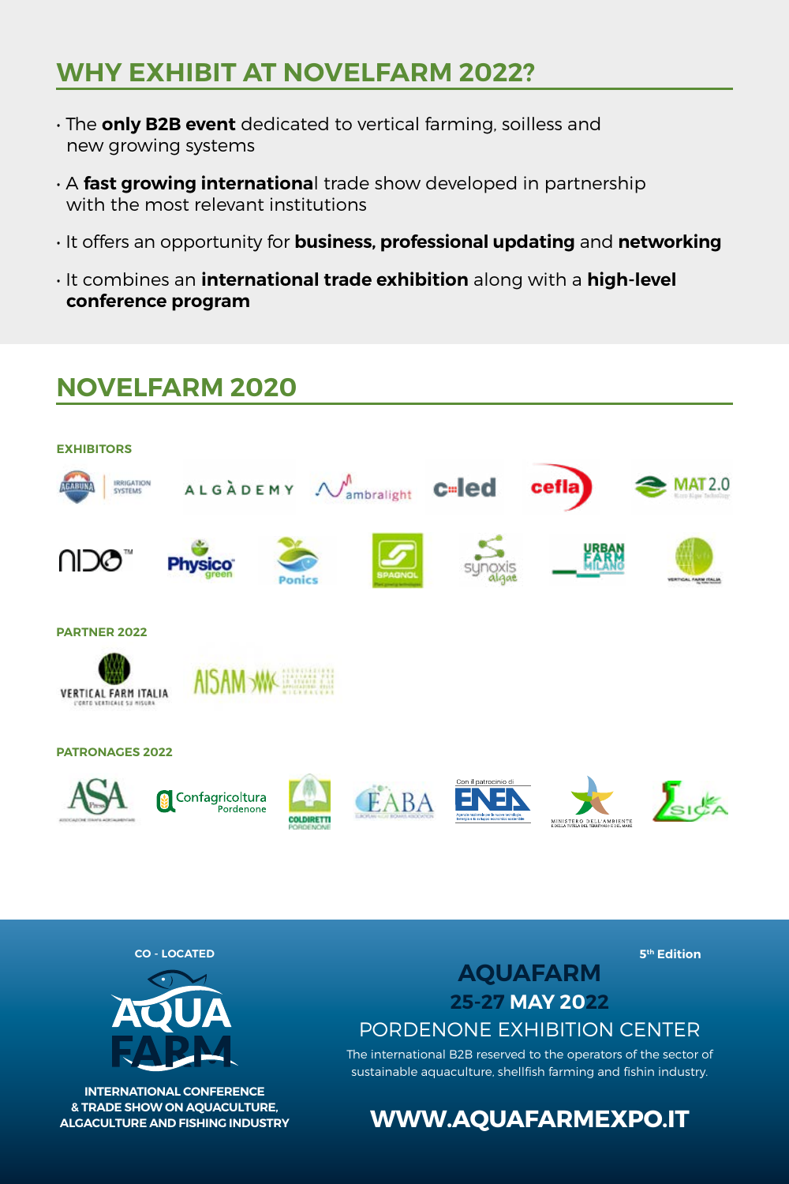## WHY EXHIBIT AT NOVELFARM 2022?

- The **only B2B event** dedicated to vertical farming, soilless and new growing systems
- A **fast growing international** trade show developed in partnership with the most relevant institutions
- It offers an opportunity for **business, professional updating** and **networking**
- It combines an **international trade exhibition** along with a **high-level conference program**

## NOVELFARM 2020

**EXHIBITORS**

**PARTNER 2022**

**PATRONAGES 2022**

CO - LOCATED

INTERNATIONAL CONFERENCE & TRADE SHOW ON AQUACULTURE, ALGACULTURE AND FISHING INDUSTRY

5th Edition

### AQUAFARM

**25-27 MAY 2022**

PORDENONE EXHIBITION CENTER

The international B2B reserved to the operators of the sector of sustainable aquaculture, shellfish farming and fishin industry.

**WWW.AQUAFARMEXPO.IT**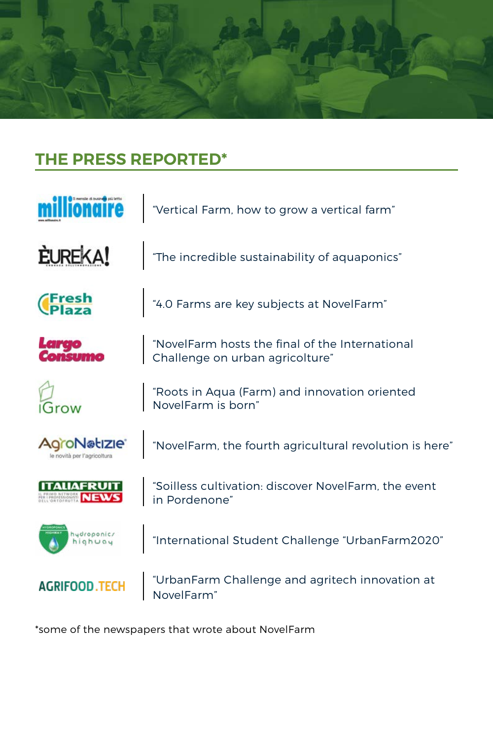## THE PRESS REPORTED*

| Source | Headline |
|---|---|
| millionaire | "Vertical Farm, how to grow a vertical farm" |
| ÈUREKA! | "The incredible sustainability of aquaponics" |
| Fresh Plaza | "4.0 Farms are key subjects at NovelFarm" |
| Largo Consumo | "NovelFarm hosts the final of the International Challenge on urban agricolture" |
| iGrow | "Roots in Aqua (Farm) and innovation oriented NovelFarm is born" |
| AgroNotizie | "NovelFarm, the fourth agricultural revolution is here" |
| Italiafruit News | "Soilless cultivation: discover NovelFarm, the event in Pordenone" |
| hydroponics highway | "International Student Challenge "UrbanFarm2020" |
| AGRIFOOD.TECH | "UrbanFarm Challenge and agritech innovation at NovelFarm" |

*some of the newspapers that wrote about NovelFarm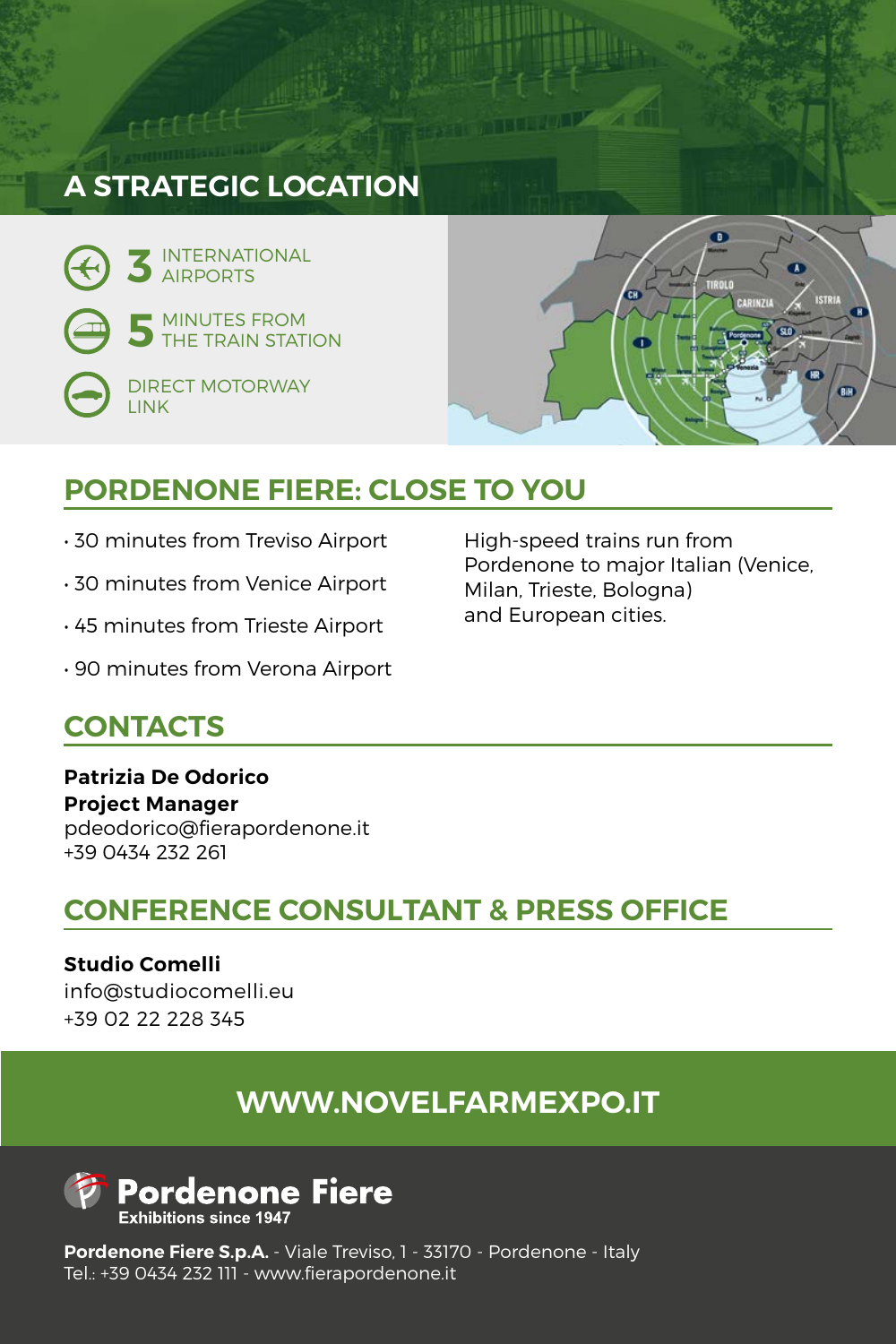## A STRATEGIC LOCATION

**3** INTERNATIONAL AIRPORTS

**5** MINUTES FROM THE TRAIN STATION

DIRECT MOTORWAY LINK

## PORDENONE FIERE: CLOSE TO YOU

- 30 minutes from Treviso Airport
- 30 minutes from Venice Airport
- 45 minutes from Trieste Airport
- 90 minutes from Verona Airport

High-speed trains run from Pordenone to major Italian (Venice, Milan, Trieste, Bologna) and European cities.

## CONTACTS

**Patrizia De Odorico**
**Project Manager**
pdeodorico@fierapordenone.it
+39 0434 232 261

## CONFERENCE CONSULTANT & PRESS OFFICE

**Studio Comelli**
info@studiocomelli.eu
+39 02 22 228 345

**WWW.NOVELFARMEXPO.IT**

**Pordenone Fiere**
Exhibitions since 1947

**Pordenone Fiere S.p.A.** - Viale Treviso, 1 - 33170 - Pordenone - Italy
Tel.: +39 0434 232 111 - www.fierapordenone.it